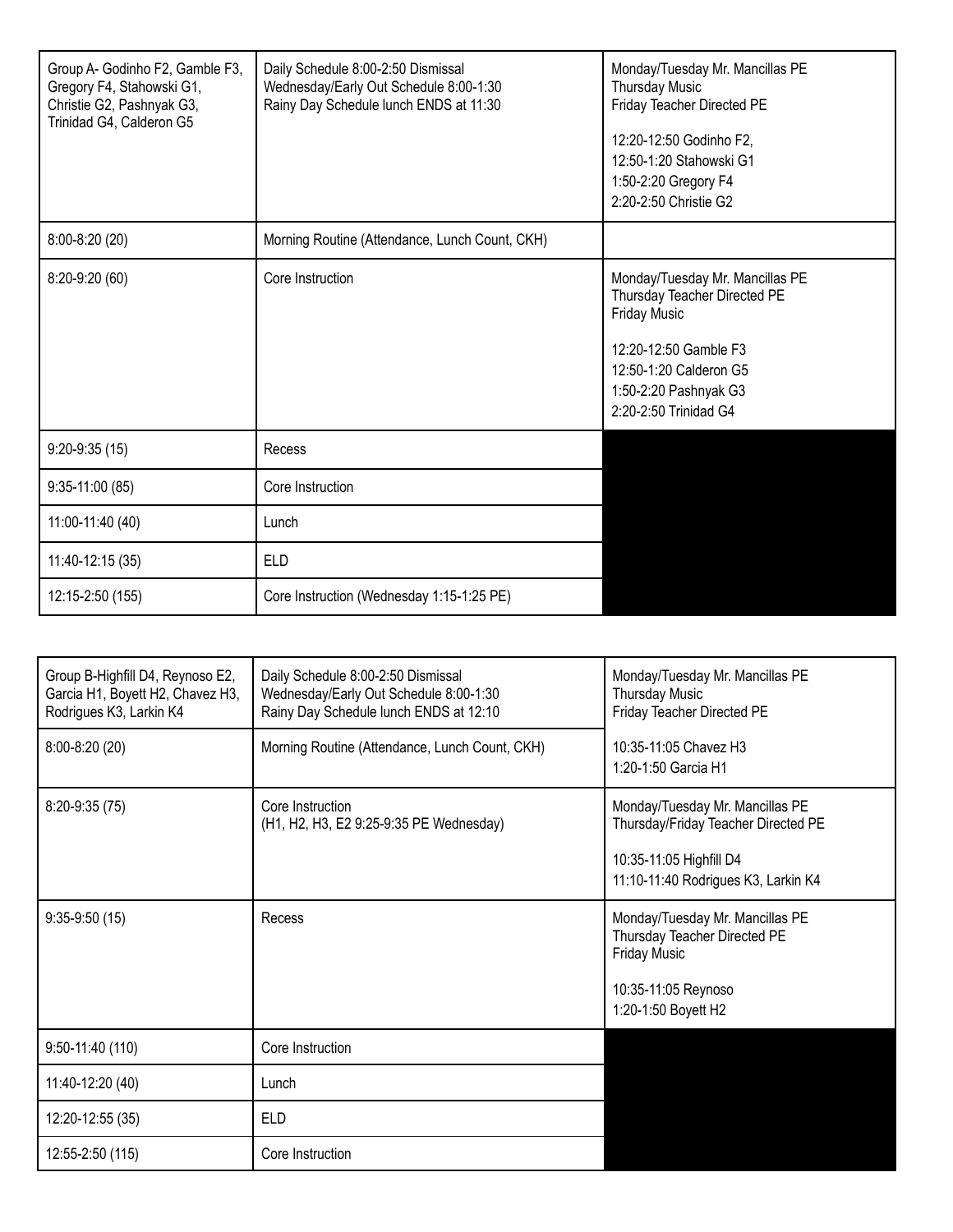| Group A- Godinho F2, Gamble F3, Gregory F4, Stahowski G1, Christie G2, Pashnyak G3, Trinidad G4, Calderon G5 | Daily Schedule 8:00-2:50 Dismissal<br>Wednesday/Early Out Schedule 8:00-1:30<br>Rainy Day Schedule lunch ENDS at 11:30 | Monday/Tuesday Mr. Mancillas PE<br>Thursday Music<br>Friday Teacher Directed PE<br><br>12:20-12:50 Godinho F2,<br>12:50-1:20 Stahowski G1<br>1:50-2:20 Gregory F4<br>2:20-2:50 Christie G2 |
|---|---|---|
| 8:00-8:20 (20) | Morning Routine (Attendance, Lunch Count, CKH) | |
| 8:20-9:20 (60) | Core Instruction | Monday/Tuesday Mr. Mancillas PE<br>Thursday Teacher Directed PE<br>Friday Music<br><br>12:20-12:50 Gamble F3<br>12:50-1:20 Calderon G5<br>1:50-2:20 Pashnyak G3<br>2:20-2:50 Trinidad G4 |
| 9:20-9:35 (15) | Recess | |
| 9:35-11:00 (85) | Core Instruction | |
| 11:00-11:40 (40) | Lunch | |
| 11:40-12:15 (35) | ELD | |
| 12:15-2:50 (155) | Core Instruction (Wednesday 1:15-1:25 PE) | |

| Group B-Highfill D4, Reynoso E2, Garcia H1, Boyett H2, Chavez H3, Rodrigues K3, Larkin K4 | Daily Schedule 8:00-2:50 Dismissal<br>Wednesday/Early Out Schedule 8:00-1:30<br>Rainy Day Schedule lunch ENDS at 12:10 | Monday/Tuesday Mr. Mancillas PE<br>Thursday Music<br>Friday Teacher Directed PE<br><br>10:35-11:05 Chavez H3<br>1:20-1:50 Garcia H1 |
|---|---|---|
| 8:00-8:20 (20) | Morning Routine (Attendance, Lunch Count, CKH) | |
| 8:20-9:35 (75) | Core Instruction<br>(H1, H2, H3, E2 9:25-9:35 PE Wednesday) | Monday/Tuesday Mr. Mancillas PE<br>Thursday/Friday Teacher Directed PE<br><br>10:35-11:05 Highfill D4<br>11:10-11:40 Rodrigues K3, Larkin K4 |
| 9:35-9:50 (15) | Recess | Monday/Tuesday Mr. Mancillas PE<br>Thursday Teacher Directed PE<br>Friday Music<br><br>10:35-11:05 Reynoso<br>1:20-1:50 Boyett H2 |
| 9:50-11:40 (110) | Core Instruction | |
| 11:40-12:20 (40) | Lunch | |
| 12:20-12:55 (35) | ELD | |
| 12:55-2:50 (115) | Core Instruction | |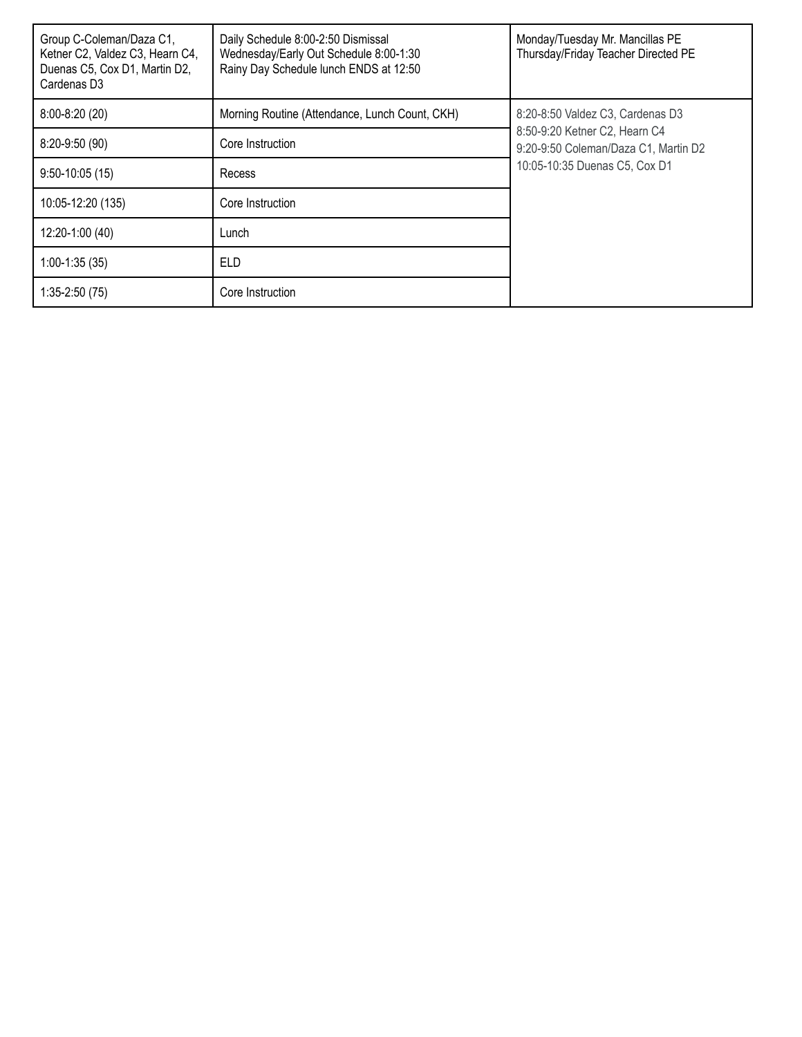| Group C-Coleman/Daza C1, Ketner C2, Valdez C3, Hearn C4, Duenas C5, Cox D1, Martin D2, Cardenas D3 | Daily Schedule 8:00-2:50 Dismissal<br>Wednesday/Early Out Schedule 8:00-1:30<br>Rainy Day Schedule lunch ENDS at 12:50 | Monday/Tuesday Mr. Mancillas PE<br>Thursday/Friday Teacher Directed PE |
|---|---|---|
| 8:00-8:20 (20) | Morning Routine (Attendance, Lunch Count, CKH) | 8:20-8:50 Valdez C3, Cardenas D3<br>8:50-9:20 Ketner C2, Hearn C4<br>9:20-9:50 Coleman/Daza C1, Martin D2<br>10:05-10:35 Duenas C5, Cox D1 |
| 8:20-9:50 (90) | Core Instruction | |
| 9:50-10:05 (15) | Recess | |
| 10:05-12:20 (135) | Core Instruction | |
| 12:20-1:00 (40) | Lunch | |
| 1:00-1:35 (35) | ELD | |
| 1:35-2:50 (75) | Core Instruction | |